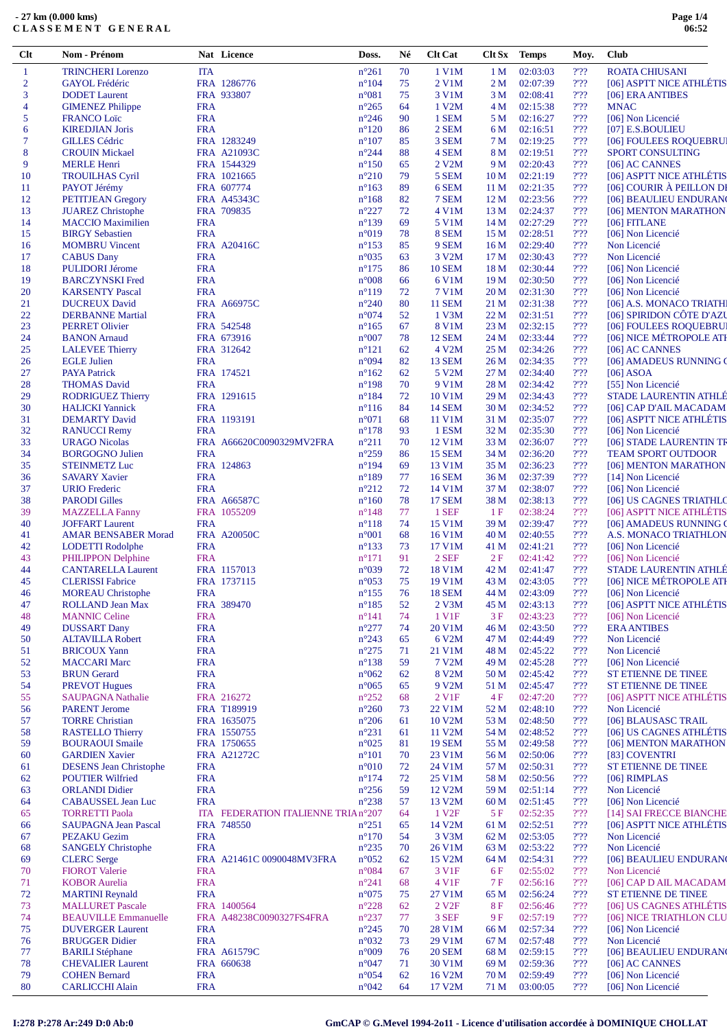**- 27 km (0.000 kms)**
**C L A S S E M E N T  G E N E R A L**

| Clt | Nom - Prénom | Nat | Licence | Doss. | Né | Clt Cat | Clt Sx | Temps | Moy. | Club |
|---|---|---|---|---|---|---|---|---|---|---|
| 1 | TRINCHERI Lorenzo | ITA | | n°261 | 70 | 1 V1M | 1 M | 02:03:03 | ?'?? | ROATA CHIUSANI |
| 2 | GAYOL Frédéric | FRA | 1286776 | n°104 | 75 | 2 V1M | 2 M | 02:07:39 | ?'?? | [06] ASPTT NICE ATHLÉTIS |
| 3 | DODET Laurent | FRA | 933807 | n°081 | 75 | 3 V1M | 3 M | 02:08:41 | ?'?? | [06] ERA ANTIBES |
| 4 | GIMENEZ Philippe | FRA | | n°265 | 64 | 1 V2M | 4 M | 02:15:38 | ?'?? | MNAC |
| 5 | FRANCO Loïc | FRA | | n°246 | 90 | 1 SEM | 5 M | 02:16:27 | ?'?? | [06] Non Licencié |
| 6 | KIREDJIAN Joris | FRA | | n°120 | 86 | 2 SEM | 6 M | 02:16:51 | ?'?? | [07] E.S.BOULIEU |
| 7 | GILLES Cédric | FRA | 1283249 | n°107 | 85 | 3 SEM | 7 M | 02:19:25 | ?'?? | [06] FOULEES ROQUEBRU |
| 8 | CROUIN Mickael | FRA | A21093C | n°244 | 88 | 4 SEM | 8 M | 02:19:51 | ?'?? | SPORT CONSULTING |
| 9 | MERLE Henri | FRA | 1544329 | n°150 | 65 | 2 V2M | 9 M | 02:20:43 | ?'?? | [06] AC CANNES |
| 10 | TROUILHAS Cyril | FRA | 1021665 | n°210 | 79 | 5 SEM | 10 M | 02:21:19 | ?'?? | [06] ASPTT NICE ATHLÉTIS |
| 11 | PAYOT Jérémy | FRA | 607774 | n°163 | 89 | 6 SEM | 11 M | 02:21:35 | ?'?? | [06] COURIR À PEILLON DI |
| 12 | PETITJEAN Gregory | FRA | A45343C | n°168 | 82 | 7 SEM | 12 M | 02:23:56 | ?'?? | [06] BEAULIEU ENDURAN |
| 13 | JUAREZ Christophe | FRA | 709835 | n°227 | 72 | 4 V1M | 13 M | 02:24:37 | ?'?? | [06] MENTON MARATHON |
| 14 | MACCIO Maximilien | FRA | | n°139 | 69 | 5 V1M | 14 M | 02:27:29 | ?'?? | [06] FITLANE |
| 15 | BIRGY Sebastien | FRA | | n°019 | 78 | 8 SEM | 15 M | 02:28:51 | ?'?? | [06] Non Licencié |
| 16 | MOMBRU Vincent | FRA | A20416C | n°153 | 85 | 9 SEM | 16 M | 02:29:40 | ?'?? | Non Licencié |
| 17 | CABUS Dany | FRA | | n°035 | 63 | 3 V2M | 17 M | 02:30:43 | ?'?? | Non Licencié |
| 18 | PULIDORI Jérome | FRA | | n°175 | 86 | 10 SEM | 18 M | 02:30:44 | ?'?? | [06] Non Licencié |
| 19 | BARCZYNSKI Fred | FRA | | n°008 | 66 | 6 V1M | 19 M | 02:30:50 | ?'?? | [06] Non Licencié |
| 20 | KARSENTY Pascal | FRA | | n°119 | 72 | 7 V1M | 20 M | 02:31:30 | ?'?? | [06] Non Licencié |
| 21 | DUCREUX David | FRA | A66975C | n°240 | 80 | 11 SEM | 21 M | 02:31:38 | ?'?? | [06] A.S. MONACO TRIATH |
| 22 | DERBANNE Martial | FRA | | n°074 | 52 | 1 V3M | 22 M | 02:31:51 | ?'?? | [06] SPIRIDON CÔTE D'AZU |
| 23 | PERRET Olivier | FRA | 542548 | n°165 | 67 | 8 V1M | 23 M | 02:32:15 | ?'?? | [06] FOULEES ROQUEBRU |
| 24 | BANON Arnaud | FRA | 673916 | n°007 | 78 | 12 SEM | 24 M | 02:33:44 | ?'?? | [06] NICE MÉTROPOLE ATH |
| 25 | LALEVEE Thierry | FRA | 312642 | n°121 | 62 | 4 V2M | 25 M | 02:34:26 | ?'?? | [06] AC CANNES |
| 26 | EGLE Julien | FRA | | n°094 | 82 | 13 SEM | 26 M | 02:34:35 | ?'?? | [06] AMADEUS RUNNING C |
| 27 | PAYA Patrick | FRA | 174521 | n°162 | 62 | 5 V2M | 27 M | 02:34:40 | ?'?? | [06] ASOA |
| 28 | THOMAS David | FRA | | n°198 | 70 | 9 V1M | 28 M | 02:34:42 | ?'?? | [55] Non Licencié |
| 29 | RODRIGUEZ Thierry | FRA | 1291615 | n°184 | 72 | 10 V1M | 29 M | 02:34:43 | ?'?? | STADE LAURENTIN ATHLÉ |
| 30 | HALICKI Yannick | FRA | | n°116 | 84 | 14 SEM | 30 M | 02:34:52 | ?'?? | [06] CAP D'AIL MACADAM |
| 31 | DEMARTY David | FRA | 1193191 | n°071 | 68 | 11 V1M | 31 M | 02:35:07 | ?'?? | [06] ASPTT NICE ATHLÉTIS |
| 32 | RANUCCI Remy | FRA | | n°178 | 93 | 1 ESM | 32 M | 02:35:30 | ?'?? | [06] Non Licencié |
| 33 | URAGO Nicolas | FRA | A66620C0090329MV2FRA | n°211 | 70 | 12 V1M | 33 M | 02:36:07 | ?'?? | [06] STADE LAURENTIN TR |
| 34 | BORGOGNO Julien | FRA | | n°259 | 86 | 15 SEM | 34 M | 02:36:20 | ?'?? | TEAM SPORT OUTDOOR |
| 35 | STEINMETZ Luc | FRA | 124863 | n°194 | 69 | 13 V1M | 35 M | 02:36:23 | ?'?? | [06] MENTON MARATHON |
| 36 | SAVARY Xavier | FRA | | n°189 | 77 | 16 SEM | 36 M | 02:37:39 | ?'?? | [14] Non Licencié |
| 37 | URIO Frederic | FRA | | n°212 | 72 | 14 V1M | 37 M | 02:38:07 | ?'?? | [06] Non Licencié |
| 38 | PARODI Gilles | FRA | A66587C | n°160 | 78 | 17 SEM | 38 M | 02:38:13 | ?'?? | [06] US CAGNES TRIATHLO |
| 39 | MAZZELLA Fanny | FRA | 1055209 | n°148 | 77 | 1 SEF | 1 F | 02:38:24 | ?'?? | [06] ASPTT NICE ATHLÉTIS |
| 40 | JOFFART Laurent | FRA | | n°118 | 74 | 15 V1M | 39 M | 02:39:47 | ?'?? | [06] AMADEUS RUNNING C |
| 41 | AMAR BENSABER Morad | FRA | A20050C | n°001 | 68 | 16 V1M | 40 M | 02:40:55 | ?'?? | A.S. MONACO TRIATHLON |
| 42 | LODETTI Rodolphe | FRA | | n°133 | 73 | 17 V1M | 41 M | 02:41:21 | ?'?? | [06] Non Licencié |
| 43 | PHILIPPON Delphine | FRA | | n°171 | 91 | 2 SEF | 2 F | 02:41:42 | ?'?? | [06] Non Licencié |
| 44 | CANTARELLA Laurent | FRA | 1157013 | n°039 | 72 | 18 V1M | 42 M | 02:41:47 | ?'?? | STADE LAURENTIN ATHLÉ |
| 45 | CLERISSI Fabrice | FRA | 1737115 | n°053 | 75 | 19 V1M | 43 M | 02:43:05 | ?'?? | [06] NICE MÉTROPOLE ATH |
| 46 | MOREAU Christophe | FRA | | n°155 | 76 | 18 SEM | 44 M | 02:43:09 | ?'?? | [06] Non Licencié |
| 47 | ROLLAND Jean Max | FRA | 389470 | n°185 | 52 | 2 V3M | 45 M | 02:43:13 | ?'?? | [06] ASPTT NICE ATHLÉTIS |
| 48 | MANNIC Celine | FRA | | n°141 | 74 | 1 V1F | 3 F | 02:43:23 | ?'?? | [06] Non Licencié |
| 49 | DUSSART Dany | FRA | | n°277 | 74 | 20 V1M | 46 M | 02:43:50 | ?'?? | ERA ANTIBES |
| 50 | ALTAVILLA Robert | FRA | | n°243 | 65 | 6 V2M | 47 M | 02:44:49 | ?'?? | Non Licencié |
| 51 | BRICOUX Yann | FRA | | n°275 | 71 | 21 V1M | 48 M | 02:45:22 | ?'?? | Non Licencié |
| 52 | MACCARI Marc | FRA | | n°138 | 59 | 7 V2M | 49 M | 02:45:28 | ?'?? | [06] Non Licencié |
| 53 | BRUN Gerard | FRA | | n°062 | 62 | 8 V2M | 50 M | 02:45:42 | ?'?? | ST ETIENNE DE TINEE |
| 54 | PREVOT Hugues | FRA | | n°065 | 65 | 9 V2M | 51 M | 02:45:47 | ?'?? | ST ETIENNE DE TINEE |
| 55 | SAUPAGNA Nathalie | FRA | 216272 | n°252 | 68 | 2 V1F | 4 F | 02:47:20 | ?'?? | [06] ASPTT NICE ATHLÉTIS |
| 56 | PARENT Jerome | FRA | T189919 | n°260 | 73 | 22 V1M | 52 M | 02:48:10 | ?'?? | Non Licencié |
| 57 | TORRE Christian | FRA | 1635075 | n°206 | 61 | 10 V2M | 53 M | 02:48:50 | ?'?? | [06] BLAUSASC TRAIL |
| 58 | RASTELLO Thierry | FRA | 1550755 | n°231 | 61 | 11 V2M | 54 M | 02:48:52 | ?'?? | [06] US CAGNES ATHLÉTIS |
| 59 | BOURAOUI Smaile | FRA | 1750655 | n°025 | 81 | 19 SEM | 55 M | 02:49:58 | ?'?? | [06] MENTON MARATHON |
| 60 | GARDIEN Xavier | FRA | A21272C | n°101 | 70 | 23 V1M | 56 M | 02:50:06 | ?'?? | [83] COVENTRI |
| 61 | DESENS Jean Christophe | FRA | | n°010 | 72 | 24 V1M | 57 M | 02:50:31 | ?'?? | ST ETIENNE DE TINEE |
| 62 | POUTIER Wilfried | FRA | | n°174 | 72 | 25 V1M | 58 M | 02:50:56 | ?'?? | [06] RIMPLAS |
| 63 | ORLANDI Didier | FRA | | n°256 | 59 | 12 V2M | 59 M | 02:51:14 | ?'?? | Non Licencié |
| 64 | CABAUSSEL Jean Luc | FRA | | n°238 | 57 | 13 V2M | 60 M | 02:51:45 | ?'?? | [06] Non Licencié |
| 65 | TORRETTI Paola | ITA | FEDERATION ITALIENNE TRIA | n°207 | 64 | 1 V2F | 5 F | 02:52:35 | ?'?? | [14] SAI FRECCE BIANCHE |
| 66 | SAUPAGNA Jean Pascal | FRA | 748550 | n°251 | 65 | 14 V2M | 61 M | 02:52:51 | ?'?? | [06] ASPTT NICE ATHLÉTIS |
| 67 | PEZAKU Gezim | FRA | | n°170 | 54 | 3 V3M | 62 M | 02:53:05 | ?'?? | Non Licencié |
| 68 | SANGELY Christophe | FRA | | n°235 | 70 | 26 V1M | 63 M | 02:53:22 | ?'?? | Non Licencié |
| 69 | CLERC Serge | FRA | A21461C 0090048MV3FRA | n°052 | 62 | 15 V2M | 64 M | 02:54:31 | ?'?? | [06] BEAULIEU ENDURAN |
| 70 | FIOROT Valerie | FRA | | n°084 | 67 | 3 V1F | 6 F | 02:55:02 | ?'?? | Non Licencié |
| 71 | KOBOR Aurelia | FRA | | n°241 | 68 | 4 V1F | 7 F | 02:56:16 | ?'?? | [06] CAP D AIL MACADAM |
| 72 | MARTINI Reynald | FRA | | n°075 | 75 | 27 V1M | 65 M | 02:56:24 | ?'?? | ST ETIENNE DE TINEE |
| 73 | MALLURET Pascale | FRA | 1400564 | n°228 | 62 | 2 V2F | 8 F | 02:56:46 | ?'?? | [06] US CAGNES ATHLÉTIS |
| 74 | BEAUVILLE Emmanuelle | FRA | A48238C0090327FS4FRA | n°237 | 77 | 3 SEF | 9 F | 02:57:19 | ?'?? | [06] NICE TRIATHLON CLU |
| 75 | DUVERGER Laurent | FRA | | n°245 | 70 | 28 V1M | 66 M | 02:57:34 | ?'?? | [06] Non Licencié |
| 76 | BRUGGER Didier | FRA | | n°032 | 73 | 29 V1M | 67 M | 02:57:48 | ?'?? | Non Licencié |
| 77 | BARILI Stéphane | FRA | A61579C | n°009 | 76 | 20 SEM | 68 M | 02:59:15 | ?'?? | [06] BEAULIEU ENDURAN |
| 78 | CHEVALIER Laurent | FRA | 660638 | n°047 | 71 | 30 V1M | 69 M | 02:59:36 | ?'?? | [06] AC CANNES |
| 79 | COHEN Bernard | FRA | | n°054 | 62 | 16 V2M | 70 M | 02:59:49 | ?'?? | [06] Non Licencié |
| 80 | CARLICCHI Alain | FRA | | n°042 | 64 | 17 V2M | 71 M | 03:00:05 | ?'?? | [06] Non Licencié |

I:278 P:278 Ar:249 D:0 Ab:0

GmCAP © G.Mevel 1994-2o11 - Licence d'utilisation accordée à DOMINIQUE CHOLLAT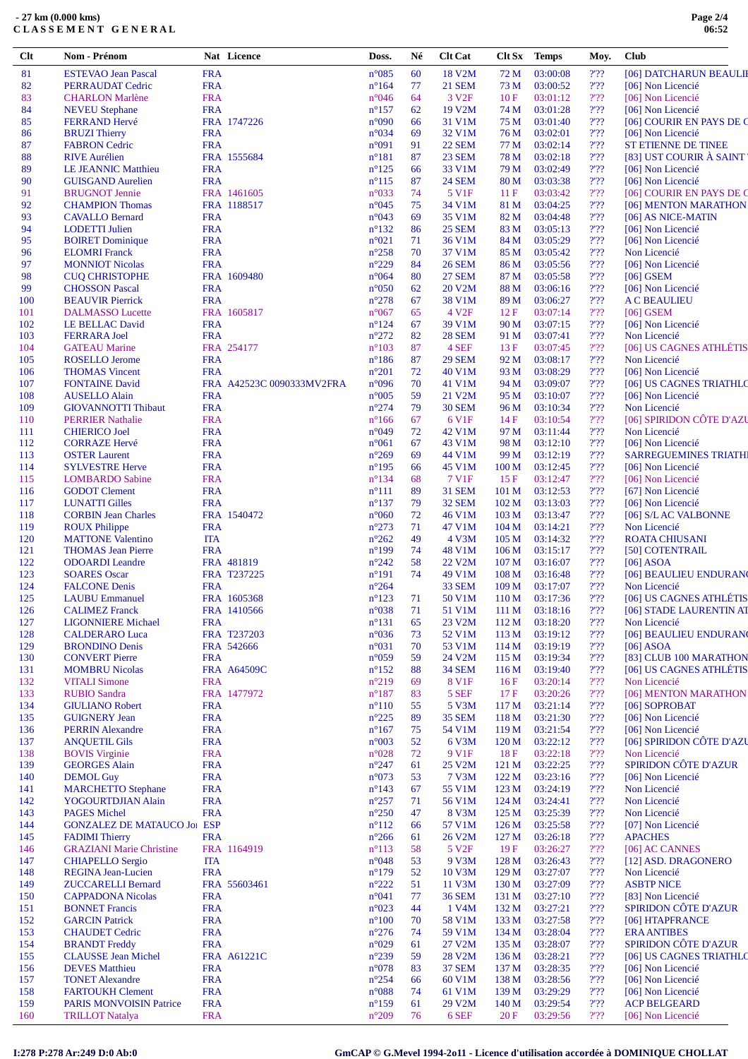**- 27 km (0.000 kms)**
**CLASSEMENT GENERAL**

| Clt | Nom - Prénom | Nat | Licence | Doss. | Né | Clt Cat | Clt Sx | Temps | Moy. | Club |
|---|---|---|---|---|---|---|---|---|---|---|
| 81 | ESTEVAO Jean Pascal | FRA | | n°085 | 60 | 18 V2M | 72 M | 03:00:08 | ?'?? | [06] DATCHARUN BEAULIE |
| 82 | PERRAUDAT Cedric | FRA | | n°164 | 77 | 21 SEM | 73 M | 03:00:52 | ?'?? | [06] Non Licencié |
| 83 | CHARLON Marlène | FRA | | n°046 | 64 | 3 V2F | 10 F | 03:01:12 | ?'?? | [06] Non Licencié |
| 84 | NEVEU Stephane | FRA | | n°157 | 62 | 19 V2M | 74 M | 03:01:28 | ?'?? | [06] Non Licencié |
| 85 | FERRAND Hervé | FRA | 1747226 | n°090 | 66 | 31 V1M | 75 M | 03:01:40 | ?'?? | [06] COURIR EN PAYS DE C |
| 86 | BRUZI Thierry | FRA | | n°034 | 69 | 32 V1M | 76 M | 03:02:01 | ?'?? | [06] Non Licencié |
| 87 | FABRON Cedric | FRA | | n°091 | 91 | 22 SEM | 77 M | 03:02:14 | ?'?? | ST ETIENNE DE TINEE |
| 88 | RIVE Aurélien | FRA | 1555684 | n°181 | 87 | 23 SEM | 78 M | 03:02:18 | ?'?? | [83] UST COURIR À SAINT |
| 89 | LE JEANNIC Matthieu | FRA | | n°125 | 66 | 33 V1M | 79 M | 03:02:49 | ?'?? | [06] Non Licencié |
| 90 | GUISGAND Aurelien | FRA | | n°115 | 87 | 24 SEM | 80 M | 03:03:38 | ?'?? | [06] Non Licencié |
| 91 | BRUGNOT Jennie | FRA | 1461605 | n°033 | 74 | 5 V1F | 11 F | 03:03:42 | ?'?? | [06] COURIR EN PAYS DE C |
| 92 | CHAMPION Thomas | FRA | 1188517 | n°045 | 75 | 34 V1M | 81 M | 03:04:25 | ?'?? | [06] MENTON MARATHON |
| 93 | CAVALLO Bernard | FRA | | n°043 | 69 | 35 V1M | 82 M | 03:04:48 | ?'?? | [06] AS NICE-MATIN |
| 94 | LODETTI Julien | FRA | | n°132 | 86 | 25 SEM | 83 M | 03:05:13 | ?'?? | [06] Non Licencié |
| 95 | BOIRET Dominique | FRA | | n°021 | 71 | 36 V1M | 84 M | 03:05:29 | ?'?? | [06] Non Licencié |
| 96 | ELOMRI Franck | FRA | | n°258 | 70 | 37 V1M | 85 M | 03:05:42 | ?'?? | Non Licencié |
| 97 | MONNIOT Nicolas | FRA | | n°229 | 84 | 26 SEM | 86 M | 03:05:56 | ?'?? | [06] Non Licencié |
| 98 | CUQ CHRISTOPHE | FRA | 1609480 | n°064 | 80 | 27 SEM | 87 M | 03:05:58 | ?'?? | [06] GSEM |
| 99 | CHOSSON Pascal | FRA | | n°050 | 62 | 20 V2M | 88 M | 03:06:16 | ?'?? | [06] Non Licencié |
| 100 | BEAUVIR Pierrick | FRA | | n°278 | 67 | 38 V1M | 89 M | 03:06:27 | ?'?? | A C BEAULIEU |
| 101 | DALMASSO Lucette | FRA | 1605817 | n°067 | 65 | 4 V2F | 12 F | 03:07:14 | ?'?? | [06] GSEM |
| 102 | LE BELLAC David | FRA | | n°124 | 67 | 39 V1M | 90 M | 03:07:15 | ?'?? | [06] Non Licencié |
| 103 | FERRARA Joel | FRA | | n°272 | 82 | 28 SEM | 91 M | 03:07:41 | ?'?? | Non Licencié |
| 104 | GATEAU Marine | FRA | 254177 | n°103 | 87 | 4 SEF | 13 F | 03:07:45 | ?'?? | [06] US CAGNES ATHLÉTIS |
| 105 | ROSELLO Jerome | FRA | | n°186 | 87 | 29 SEM | 92 M | 03:08:17 | ?'?? | Non Licencié |
| 106 | THOMAS Vincent | FRA | | n°201 | 72 | 40 V1M | 93 M | 03:08:29 | ?'?? | [06] Non Licencié |
| 107 | FONTAINE David | FRA | A42523C 0090333MV2FRA | n°096 | 70 | 41 V1M | 94 M | 03:09:07 | ?'?? | [06] US CAGNES TRIATHLO |
| 108 | AUSELLO Alain | FRA | | n°005 | 59 | 21 V2M | 95 M | 03:10:07 | ?'?? | [06] Non Licencié |
| 109 | GIOVANNOTTI Thibaut | FRA | | n°274 | 79 | 30 SEM | 96 M | 03:10:34 | ?'?? | Non Licencié |
| 110 | PERRIER Nathalie | FRA | | n°166 | 67 | 6 V1F | 14 F | 03:10:54 | ?'?? | [06] SPIRIDON CÔTE D'AZU |
| 111 | CHIERICO Joel | FRA | | n°049 | 72 | 42 V1M | 97 M | 03:11:44 | ?'?? | Non Licencié |
| 112 | CORRAZE Hervé | FRA | | n°061 | 67 | 43 V1M | 98 M | 03:12:10 | ?'?? | [06] Non Licencié |
| 113 | OSTER Laurent | FRA | | n°269 | 69 | 44 V1M | 99 M | 03:12:19 | ?'?? | SARREGUEMINES TRIATHI |
| 114 | SYLVESTRE Herve | FRA | | n°195 | 66 | 45 V1M | 100 M | 03:12:45 | ?'?? | [06] Non Licencié |
| 115 | LOMBARDO Sabine | FRA | | n°134 | 68 | 7 V1F | 15 F | 03:12:47 | ?'?? | [06] Non Licencié |
| 116 | GODOT Clement | FRA | | n°111 | 89 | 31 SEM | 101 M | 03:12:53 | ?'?? | [67] Non Licencié |
| 117 | LUNATTI Gilles | FRA | | n°137 | 79 | 32 SEM | 102 M | 03:13:03 | ?'?? | [06] Non Licencié |
| 118 | CORBIN Jean Charles | FRA | 1540472 | n°060 | 72 | 46 V1M | 103 M | 03:13:47 | ?'?? | [06] S/L AC VALBONNE |
| 119 | ROUX Philippe | FRA | | n°273 | 71 | 47 V1M | 104 M | 03:14:21 | ?'?? | Non Licencié |
| 120 | MATTONE Valentino | ITA | | n°262 | 49 | 4 V3M | 105 M | 03:14:32 | ?'?? | ROATA CHIUSANI |
| 121 | THOMAS Jean Pierre | FRA | | n°199 | 74 | 48 V1M | 106 M | 03:15:17 | ?'?? | [50] COTENTRAIL |
| 122 | ODOARDI Leandre | FRA | 481819 | n°242 | 58 | 22 V2M | 107 M | 03:16:07 | ?'?? | [06] ASOA |
| 123 | SOARES Oscar | FRA | T237225 | n°191 | 74 | 49 V1M | 108 M | 03:16:48 | ?'?? | [06] BEAULIEU ENDURAN( |
| 124 | FALCONE Denis | FRA | | n°264 | | 33 SEM | 109 M | 03:17:07 | ?'?? | Non Licencié |
| 125 | LAUBU Emmanuel | FRA | 1605368 | n°123 | 71 | 50 V1M | 110 M | 03:17:36 | ?'?? | [06] US CAGNES ATHLÉTIS |
| 126 | CALIMEZ Franck | FRA | 1410566 | n°038 | 71 | 51 V1M | 111 M | 03:18:16 | ?'?? | [06] STADE LAURENTIN AT |
| 127 | LIGONNIERE Michael | FRA | | n°131 | 65 | 23 V2M | 112 M | 03:18:20 | ?'?? | Non Licencié |
| 128 | CALDERARO Luca | FRA | T237203 | n°036 | 73 | 52 V1M | 113 M | 03:19:12 | ?'?? | [06] BEAULIEU ENDURAN( |
| 129 | BRONDINO Denis | FRA | 542666 | n°031 | 70 | 53 V1M | 114 M | 03:19:19 | ?'?? | [06] ASOA |
| 130 | CONVERT Pierre | FRA | | n°059 | 59 | 24 V2M | 115 M | 03:19:34 | ?'?? | [83] CLUB 100 MARATHON |
| 131 | MOMBRU Nicolas | FRA | A64509C | n°152 | 88 | 34 SEM | 116 M | 03:19:40 | ?'?? | [06] US CAGNES ATHLÉTIS |
| 132 | VITALI Simone | FRA | | n°219 | 69 | 8 V1F | 16 F | 03:20:14 | ?'?? | Non Licencié |
| 133 | RUBIO Sandra | FRA | 1477972 | n°187 | 83 | 5 SEF | 17 F | 03:20:26 | ?'?? | [06] MENTON MARATHON |
| 134 | GIULIANO Robert | FRA | | n°110 | 55 | 5 V3M | 117 M | 03:21:14 | ?'?? | [06] SOPROBAT |
| 135 | GUIGNERY Jean | FRA | | n°225 | 89 | 35 SEM | 118 M | 03:21:30 | ?'?? | [06] Non Licencié |
| 136 | PERRIN Alexandre | FRA | | n°167 | 75 | 54 V1M | 119 M | 03:21:54 | ?'?? | [06] Non Licencié |
| 137 | ANQUETIL Gils | FRA | | n°003 | 52 | 6 V3M | 120 M | 03:22:12 | ?'?? | [06] SPIRIDON CÔTE D'AZU |
| 138 | BOVIS Virginie | FRA | | n°028 | 72 | 9 V1F | 18 F | 03:22:18 | ?'?? | Non Licencié |
| 139 | GEORGES Alain | FRA | | n°247 | 61 | 25 V2M | 121 M | 03:22:25 | ?'?? | SPIRIDON CÔTE D'AZUR |
| 140 | DEMOL Guy | FRA | | n°073 | 53 | 7 V3M | 122 M | 03:23:16 | ?'?? | [06] Non Licencié |
| 141 | MARCHETTO Stephane | FRA | | n°143 | 67 | 55 V1M | 123 M | 03:24:19 | ?'?? | Non Licencié |
| 142 | YOGOURTDJIAN Alain | FRA | | n°257 | 71 | 56 V1M | 124 M | 03:24:41 | ?'?? | Non Licencié |
| 143 | PAGES Michel | FRA | | n°250 | 47 | 8 V3M | 125 M | 03:25:39 | ?'?? | Non Licencié |
| 144 | GONZALEZ DE MATAUCO Jo | ESP | | n°112 | 66 | 57 V1M | 126 M | 03:25:58 | ?'?? | [07] Non Licencié |
| 145 | FADIMI Thierry | FRA | | n°266 | 61 | 26 V2M | 127 M | 03:26:18 | ?'?? | APACHES |
| 146 | GRAZIANI Marie Christine | FRA | 1164919 | n°113 | 58 | 5 V2F | 19 F | 03:26:27 | ?'?? | [06] AC CANNES |
| 147 | CHIAPELLO Sergio | ITA | | n°048 | 53 | 9 V3M | 128 M | 03:26:43 | ?'?? | [12] ASD. DRAGONERO |
| 148 | REGINA Jean-Lucien | FRA | | n°179 | 52 | 10 V3M | 129 M | 03:27:07 | ?'?? | Non Licencié |
| 149 | ZUCCARELLI Bernard | FRA | 55603461 | n°222 | 51 | 11 V3M | 130 M | 03:27:09 | ?'?? | ASBTP NICE |
| 150 | CAPPADONA Nicolas | FRA | | n°041 | 77 | 36 SEM | 131 M | 03:27:10 | ?'?? | [83] Non Licencié |
| 151 | BONNET Francis | FRA | | n°023 | 44 | 1 V4M | 132 M | 03:27:21 | ?'?? | SPIRIDON CÔTE D'AZUR |
| 152 | GARCIN Patrick | FRA | | n°100 | 70 | 58 V1M | 133 M | 03:27:58 | ?'?? | [06] HTAPFRANCE |
| 153 | CHAUDET Cedric | FRA | | n°276 | 74 | 59 V1M | 134 M | 03:28:04 | ?'?? | ERA ANTIBES |
| 154 | BRANDT Freddy | FRA | | n°029 | 61 | 27 V2M | 135 M | 03:28:07 | ?'?? | SPIRIDON CÔTE D'AZUR |
| 155 | CLAUSSE Jean Michel | FRA | A61221C | n°239 | 59 | 28 V2M | 136 M | 03:28:21 | ?'?? | [06] US CAGNES TRIATHLO |
| 156 | DEVES Matthieu | FRA | | n°078 | 83 | 37 SEM | 137 M | 03:28:35 | ?'?? | [06] Non Licencié |
| 157 | TONET Alexandre | FRA | | n°254 | 66 | 60 V1M | 138 M | 03:28:56 | ?'?? | [06] Non Licencié |
| 158 | FARTOUKH Clement | FRA | | n°088 | 74 | 61 V1M | 139 M | 03:29:29 | ?'?? | [06] Non Licencié |
| 159 | PARIS MONVOISIN Patrice | FRA | | n°159 | 61 | 29 V2M | 140 M | 03:29:54 | ?'?? | ACP BELGEARD |
| 160 | TRILLOT Natalya | FRA | | n°209 | 76 | 6 SEF | 20 F | 03:29:56 | ?'?? | [06] Non Licencié |

I:278 P:278 Ar:249 D:0 Ab:0

GmCAP © G.Mevel 1994-2o11 - Licence d'utilisation accordée à DOMINIQUE CHOLLAT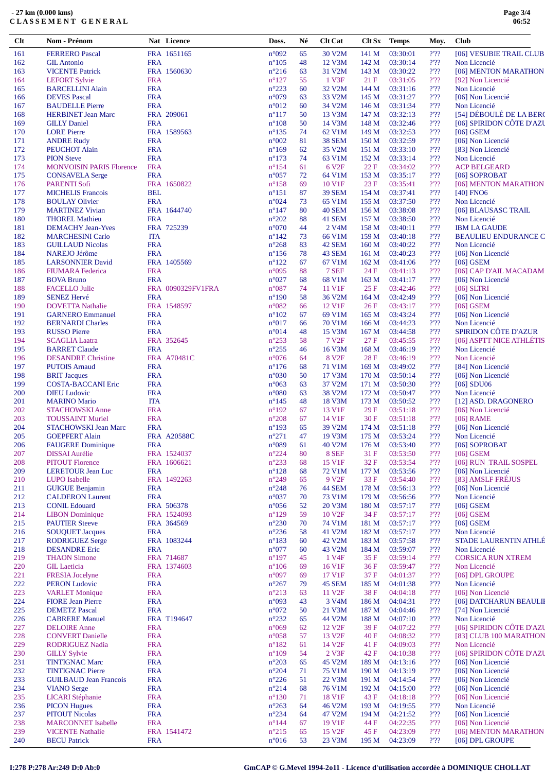**- 27 km (0.000 kms)**
**CLASSEMENT GENERAL**

| Clt | Nom - Prénom | Nat | Licence | Doss. | Né | Clt Cat | Clt Sx | Temps | Moy. | Club |
|---|---|---|---|---|---|---|---|---|---|---|
| 161 | FERRERO Pascal | FRA | 1651165 | n°092 | 65 | 30 V2M | 141 M | 03:30:01 | ?'?? | [06] VESUBIE TRAIL CLUB |
| 162 | GIL Antonio | FRA | | n°105 | 48 | 12 V3M | 142 M | 03:30:14 | ?'?? | Non Licencié |
| 163 | VICENTE Patrick | FRA | 1560630 | n°216 | 63 | 31 V2M | 143 M | 03:30:22 | ?'?? | [06] MENTON MARATHON |
| 164 | LEFORT Sylvie | FRA | | n°127 | 55 | 1 V3F | 21 F | 03:31:05 | ?'?? | [92] Non Licencié |
| 165 | BARCELLINI Alain | FRA | | n°223 | 60 | 32 V2M | 144 M | 03:31:16 | ?'?? | Non Licencié |
| 166 | DEVES Pascal | FRA | | n°079 | 63 | 33 V2M | 145 M | 03:31:27 | ?'?? | [06] Non Licencié |
| 167 | BAUDELLE Pierre | FRA | | n°012 | 60 | 34 V2M | 146 M | 03:31:34 | ?'?? | Non Licencié |
| 168 | HERBINET Jean Marc | FRA | 209061 | n°117 | 50 | 13 V3M | 147 M | 03:32:13 | ?'?? | [54] DÉBOULÉ DE LA BERG |
| 169 | GILLY Daniel | FRA | | n°108 | 50 | 14 V3M | 148 M | 03:32:46 | ?'?? | [06] SPIRIDON CÔTE D'AZU |
| 170 | LORE Pierre | FRA | 1589563 | n°135 | 74 | 62 V1M | 149 M | 03:32:53 | ?'?? | [06] GSEM |
| 171 | ANDRE Rudy | FRA | | n°002 | 81 | 38 SEM | 150 M | 03:32:59 | ?'?? | [06] Non Licencié |
| 172 | PEUCHOT Alain | FRA | | n°169 | 62 | 35 V2M | 151 M | 03:33:10 | ?'?? | [83] Non Licencié |
| 173 | PION Steve | FRA | | n°173 | 74 | 63 V1M | 152 M | 03:33:14 | ?'?? | Non Licencié |
| 174 | MONVOISIN PARIS Florence | FRA | | n°154 | 61 | 6 V2F | 22 F | 03:34:02 | ?'?? | ACP BELGEARD |
| 175 | CONSAVELA Serge | FRA | | n°057 | 72 | 64 V1M | 153 M | 03:35:17 | ?'?? | [06] SOPROBAT |
| 176 | PARENTI Sofi | FRA | 1650822 | n°158 | 69 | 10 V1F | 23 F | 03:35:41 | ?'?? | [06] MENTON MARATHON |
| 177 | MICHELIS Francois | BEL | | n°151 | 87 | 39 SEM | 154 M | 03:37:41 | ?'?? | [40] FNO6 |
| 178 | BOULAY Olivier | FRA | | n°024 | 73 | 65 V1M | 155 M | 03:37:50 | ?'?? | Non Licencié |
| 179 | MARTINEZ Vivian | FRA | 1644740 | n°147 | 80 | 40 SEM | 156 M | 03:38:08 | ?'?? | [06] BLAUSASC TRAIL |
| 180 | THOREL Mathieu | FRA | | n°202 | 88 | 41 SEM | 157 M | 03:38:50 | ?'?? | Non Licencié |
| 181 | DEMACHY Jean-Yves | FRA | 725239 | n°070 | 44 | 2 V4M | 158 M | 03:40:11 | ?'?? | IBM LA GAUDE |
| 182 | MARCHESINI Carlo | ITA | | n°142 | 73 | 66 V1M | 159 M | 03:40:18 | ?'?? | BEAULIEU ENDURANCE C |
| 183 | GUILLAUD Nicolas | FRA | | n°268 | 83 | 42 SEM | 160 M | 03:40:22 | ?'?? | Non Licencié |
| 184 | NAREJO Jérôme | FRA | | n°156 | 78 | 43 SEM | 161 M | 03:40:23 | ?'?? | [06] Non Licencié |
| 185 | LARSONNIER David | FRA | 1405569 | n°122 | 67 | 67 V1M | 162 M | 03:41:06 | ?'?? | [06] GSEM |
| 186 | FIUMARA Federica | FRA | | n°095 | 88 | 7 SEF | 24 F | 03:41:13 | ?'?? | [06] CAP D'AIL MACADAM |
| 187 | BOVA Bruno | FRA | | n°027 | 68 | 68 V1M | 163 M | 03:41:17 | ?'?? | [06] Non Licencié |
| 188 | FACELLO Julie | FRA | 0090329FV1FRA | n°087 | 74 | 11 V1F | 25 F | 03:42:46 | ?'?? | [06] SLTRI |
| 189 | SENEZ Hervé | FRA | | n°190 | 58 | 36 V2M | 164 M | 03:42:49 | ?'?? | [06] Non Licencié |
| 190 | DOVETTA Nathalie | FRA | 1548597 | n°082 | 66 | 12 V1F | 26 F | 03:43:17 | ?'?? | [06] GSEM |
| 191 | GARNERO Emmanuel | FRA | | n°102 | 67 | 69 V1M | 165 M | 03:43:24 | ?'?? | [06] Non Licencié |
| 192 | BERNARDI Charles | FRA | | n°017 | 66 | 70 V1M | 166 M | 03:44:23 | ?'?? | Non Licencié |
| 193 | RUSSO Pierre | FRA | | n°014 | 48 | 15 V3M | 167 M | 03:44:58 | ?'?? | SPIRIDON CÔTE D'AZUR |
| 194 | SCAGLIA Laatra | FRA | 352645 | n°253 | 58 | 7 V2F | 27 F | 03:45:55 | ?'?? | [06] ASPTT NICE ATHLÉTIS |
| 195 | BARRET Claude | FRA | | n°255 | 46 | 16 V3M | 168 M | 03:46:19 | ?'?? | Non Licencié |
| 196 | DESANDRE Christine | FRA | A70481C | n°076 | 64 | 8 V2F | 28 F | 03:46:19 | ?'?? | Non Licencié |
| 197 | PUTOIS Arnaud | FRA | | n°176 | 68 | 71 V1M | 169 M | 03:49:02 | ?'?? | [84] Non Licencié |
| 198 | BRIT Jacques | FRA | | n°030 | 50 | 17 V3M | 170 M | 03:50:14 | ?'?? | [06] Non Licencié |
| 199 | COSTA-BACCANI Eric | FRA | | n°063 | 63 | 37 V2M | 171 M | 03:50:30 | ?'?? | [06] SDU06 |
| 200 | DIEU Ludovic | FRA | | n°080 | 63 | 38 V2M | 172 M | 03:50:47 | ?'?? | Non Licencié |
| 201 | MARINO Mario | ITA | | n°145 | 48 | 18 V3M | 173 M | 03:50:52 | ?'?? | [12] ASD. DRAGONERO |
| 202 | STACHOWSKI Anne | FRA | | n°192 | 67 | 13 V1F | 29 F | 03:51:18 | ?'?? | [06] Non Licencié |
| 203 | TOUSSAINT Muriel | FRA | | n°208 | 67 | 14 V1F | 30 F | 03:51:18 | ?'?? | [06] RAME |
| 204 | STACHOWSKI Jean Marc | FRA | | n°193 | 65 | 39 V2M | 174 M | 03:51:18 | ?'?? | [06] Non Licencié |
| 205 | GOEPFERT Alain | FRA | A20588C | n°271 | 47 | 19 V3M | 175 M | 03:53:24 | ?'?? | Non Licencié |
| 206 | FAUGERE Dominique | FRA | | n°089 | 61 | 40 V2M | 176 M | 03:53:40 | ?'?? | [06] SOPROBAT |
| 207 | DISSAI Aurélie | FRA | 1524037 | n°224 | 80 | 8 SEF | 31 F | 03:53:50 | ?'?? | [06] GSEM |
| 208 | PITOUT Florence | FRA | 1606621 | n°233 | 68 | 15 V1F | 32 F | 03:53:54 | ?'?? | [06] RUN_TRAIL SOSPEL |
| 209 | LERETOUR Jean Luc | FRA | | n°128 | 68 | 72 V1M | 177 M | 03:53:56 | ?'?? | [06] Non Licencié |
| 210 | LUPO Isabelle | FRA | 1492263 | n°249 | 65 | 9 V2F | 33 F | 03:54:40 | ?'?? | [83] AMSLF FRÉJUS |
| 211 | GUIGUE Benjamin | FRA | | n°248 | 76 | 44 SEM | 178 M | 03:56:13 | ?'?? | [06] Non Licencié |
| 212 | CALDERON Laurent | FRA | | n°037 | 70 | 73 V1M | 179 M | 03:56:56 | ?'?? | Non Licencié |
| 213 | CONIL Edouard | FRA | 506378 | n°056 | 52 | 20 V3M | 180 M | 03:57:17 | ?'?? | [06] GSEM |
| 214 | LIBON Dominique | FRA | 1524093 | n°129 | 59 | 10 V2F | 34 F | 03:57:17 | ?'?? | [06] GSEM |
| 215 | PAUTIER Steeve | FRA | 364569 | n°230 | 70 | 74 V1M | 181 M | 03:57:17 | ?'?? | [06] GSEM |
| 216 | SOUQUET Jacques | FRA | | n°236 | 58 | 41 V2M | 182 M | 03:57:17 | ?'?? | Non Licencié |
| 217 | RODRIGUEZ Serge | FRA | 1083244 | n°183 | 60 | 42 V2M | 183 M | 03:57:58 | ?'?? | STADE LAURENTIN ATHLÉ |
| 218 | DESANDRE Eric | FRA | | n°077 | 60 | 43 V2M | 184 M | 03:59:07 | ?'?? | Non Licencié |
| 219 | THAON Simone | FRA | 714687 | n°197 | 45 | 1 V4F | 35 F | 03:59:14 | ?'?? | CORSICA RUN XTREM |
| 220 | GIL Laeticia | FRA | 1374603 | n°106 | 69 | 16 V1F | 36 F | 03:59:47 | ?'?? | Non Licencié |
| 221 | FRESIA Jocelyne | FRA | | n°097 | 69 | 17 V1F | 37 F | 04:01:37 | ?'?? | [06] DPL GROUPE |
| 222 | PERON Ludovic | FRA | | n°267 | 79 | 45 SEM | 185 M | 04:01:38 | ?'?? | Non Licencié |
| 223 | VARLET Monique | FRA | | n°213 | 63 | 11 V2F | 38 F | 04:04:18 | ?'?? | [06] Non Licencié |
| 224 | FIORE Jean Pierre | FRA | | n°093 | 43 | 3 V4M | 186 M | 04:04:31 | ?'?? | [06] DATCHARUN BEAULII |
| 225 | DEMETZ Pascal | FRA | | n°072 | 50 | 21 V3M | 187 M | 04:04:46 | ?'?? | [74] Non Licencié |
| 226 | CABRERE Manuel | FRA | T194647 | n°232 | 65 | 44 V2M | 188 M | 04:07:10 | ?'?? | Non Licencié |
| 227 | DELOIRE Anne | FRA | | n°069 | 62 | 12 V2F | 39 F | 04:07:22 | ?'?? | [06] SPIRIDON CÔTE D'AZU |
| 228 | CONVERT Danielle | FRA | | n°058 | 57 | 13 V2F | 40 F | 04:08:32 | ?'?? | [83] CLUB 100 MARATHON |
| 229 | RODRIGUEZ Nadia | FRA | | n°182 | 61 | 14 V2F | 41 F | 04:09:03 | ?'?? | Non Licencié |
| 230 | GILLY Sylvie | FRA | | n°109 | 54 | 2 V3F | 42 F | 04:10:38 | ?'?? | [06] SPIRIDON CÔTE D'AZU |
| 231 | TINTIGNAC Marc | FRA | | n°203 | 65 | 45 V2M | 189 M | 04:13:16 | ?'?? | [06] Non Licencié |
| 232 | TINTIGNAC Pierre | FRA | | n°204 | 71 | 75 V1M | 190 M | 04:13:19 | ?'?? | [06] Non Licencié |
| 233 | GUILBAUD Jean Francois | FRA | | n°226 | 51 | 22 V3M | 191 M | 04:14:54 | ?'?? | [06] Non Licencié |
| 234 | VIANO Serge | FRA | | n°214 | 68 | 76 V1M | 192 M | 04:15:00 | ?'?? | [06] Non Licencié |
| 235 | LICARI Stéphanie | FRA | | n°130 | 71 | 18 V1F | 43 F | 04:18:18 | ?'?? | [06] Non Licencié |
| 236 | PICON Hugues | FRA | | n°263 | 64 | 46 V2M | 193 M | 04:19:55 | ?'?? | Non Licencié |
| 237 | PITOUT Nicolas | FRA | | n°234 | 64 | 47 V2M | 194 M | 04:21:52 | ?'?? | [06] Non Licencié |
| 238 | MARCONNET Isabelle | FRA | | n°144 | 67 | 19 V1F | 44 F | 04:22:35 | ?'?? | [06] Non Licencié |
| 239 | VICENTE Nathalie | FRA | 1541472 | n°215 | 65 | 15 V2F | 45 F | 04:23:09 | ?'?? | [06] MENTON MARATHON |
| 240 | BECU Patrick | FRA | | n°016 | 53 | 23 V3M | 195 M | 04:23:09 | ?'?? | [06] DPL GROUPE |

I:278 P:278 Ar:249 D:0 Ab:0

GmCAP © G.Mevel 1994-2o11 - Licence d'utilisation accordée à DOMINIQUE CHOLLAT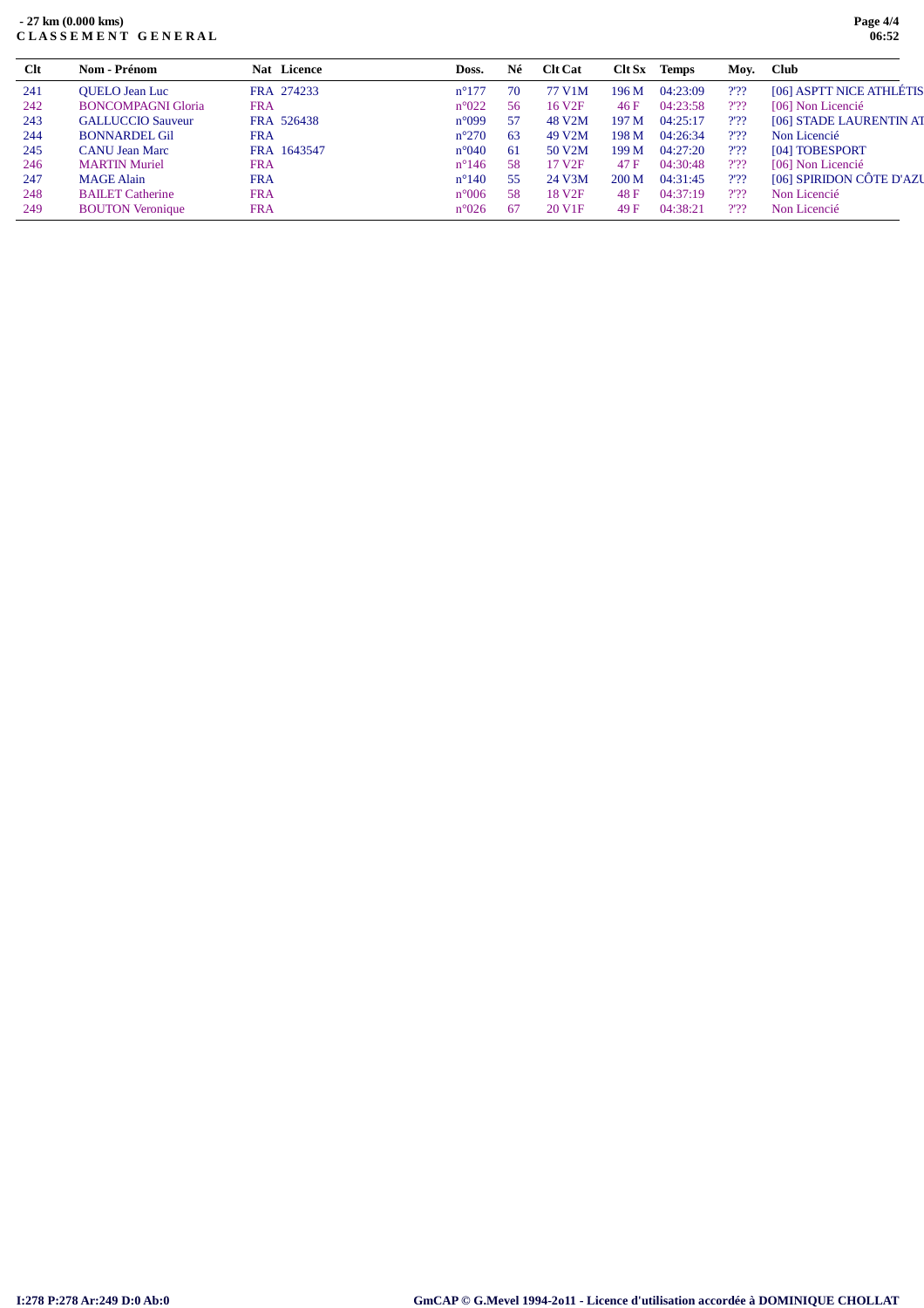**- 27 km (0.000 kms)**
**CLASSEMENT GENERAL**

| Clt | Nom - Prénom | Nat | Licence | Doss. | Né | Clt Cat | Clt Sx | Temps | Moy. | Club |
|---|---|---|---|---|---|---|---|---|---|---|
| 241 | QUELO Jean Luc | FRA | 274233 | n°177 | 70 | 77 V1M | 196 M | 04:23:09 | ?'?? | [06] ASPTT NICE ATHLÉTIS |
| 242 | BONCOMPAGNI Gloria | FRA | | n°022 | 56 | 16 V2F | 46 F | 04:23:58 | ?'?? | [06] Non Licencié |
| 243 | GALLUCCIO Sauveur | FRA | 526438 | n°099 | 57 | 48 V2M | 197 M | 04:25:17 | ?'?? | [06] STADE LAURENTIN AI |
| 244 | BONNARDEL Gil | FRA | | n°270 | 63 | 49 V2M | 198 M | 04:26:34 | ?'?? | Non Licencié |
| 245 | CANU Jean Marc | FRA | 1643547 | n°040 | 61 | 50 V2M | 199 M | 04:27:20 | ?'?? | [04] TOBESPORT |
| 246 | MARTIN Muriel | FRA | | n°146 | 58 | 17 V2F | 47 F | 04:30:48 | ?'?? | [06] Non Licencié |
| 247 | MAGE Alain | FRA | | n°140 | 55 | 24 V3M | 200 M | 04:31:45 | ?'?? | [06] SPIRIDON CÔTE D'AZU |
| 248 | BAILET Catherine | FRA | | n°006 | 58 | 18 V2F | 48 F | 04:37:19 | ?'?? | Non Licencié |
| 249 | BOUTON Veronique | FRA | | n°026 | 67 | 20 V1F | 49 F | 04:38:21 | ?'?? | Non Licencié |

I:278 P:278 Ar:249 D:0 Ab:0

GmCAP © G.Mevel 1994-2o11 - Licence d'utilisation accordée à DOMINIQUE CHOLLAT